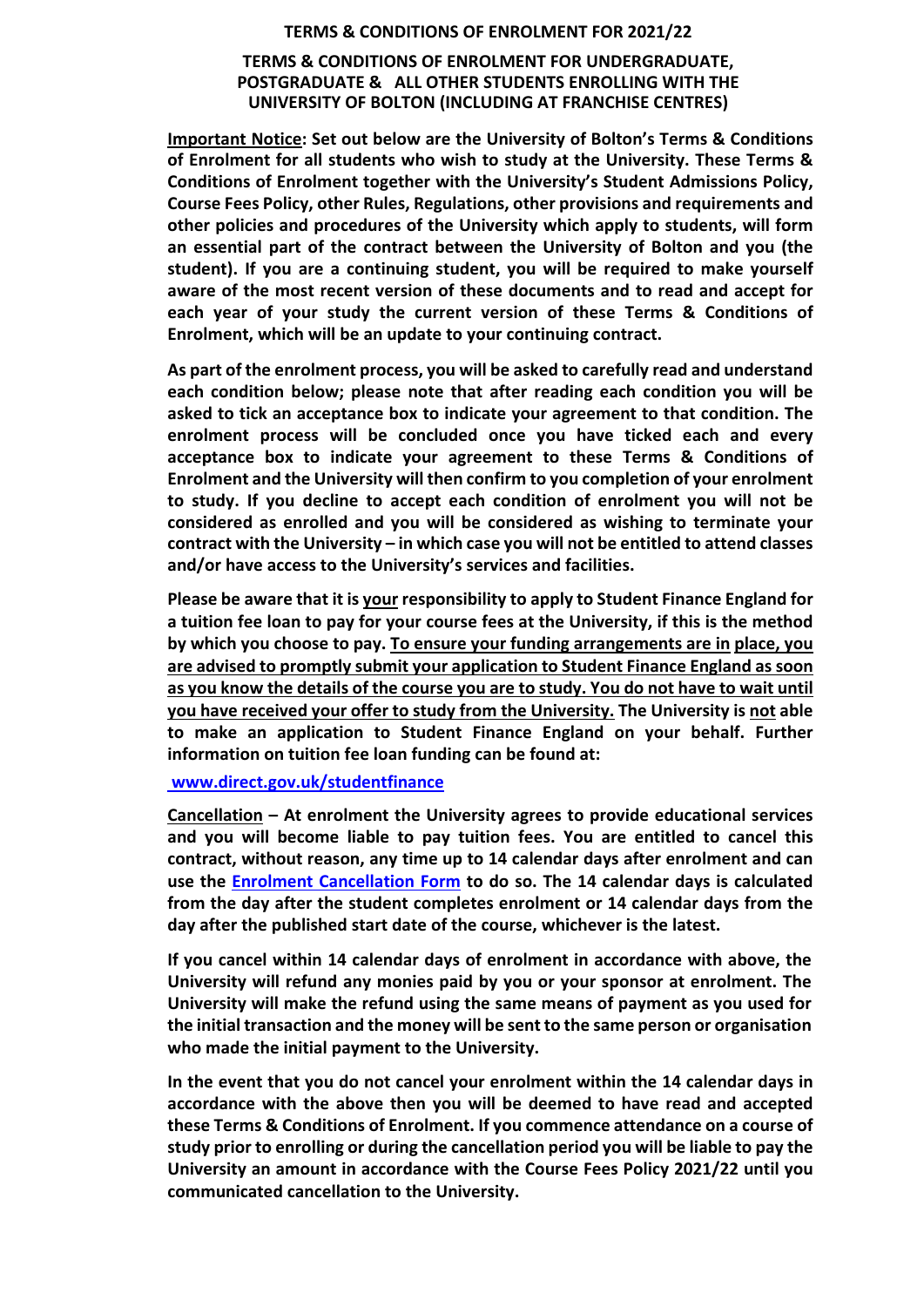# TERMS & CONDITIONS OF ENROLMENT FOR 2021/22

## TERMS & CONDITIONS OF ENROLMENT FOR UNDERGRADUATE, POSTGRADUATE & ALL OTHER STUDENTS ENROLLING WITH THE UNIVERSITY OF BOLTON (INCLUDING AT FRANCHISE CENTRES)

**Important Notice: Set out below are the University of Bolton's Terms & Conditions of Enrolment for all students who wish to study at the University. These Terms & Conditions of Enrolment together with the University's Student Admissions Policy, Course Fees Policy, other Rules, Regulations, other provisions and requirements and other policies and procedures of the University which apply to students, will form an essential part of the contract between the University of Bolton and you (the student). If you are a continuing student, you will be required to make yourself aware of the most recent version of these documents and to read and accept for each year of your study the current version of these Terms & Conditions of Enrolment, which will be an update to your continuing contract.**

**As part of the enrolment process, you will be asked to carefully read and understand each condition below; please note that after reading each condition you will be asked to tick an acceptance box to indicate your agreement to that condition. The enrolment process will be concluded once you have ticked each and every acceptance box to indicate your agreement to these Terms & Conditions of Enrolment and the University will then confirm to you completion of your enrolment to study. If you decline to accept each condition of enrolment you will not be considered as enrolled and you will be considered as wishing to terminate your contract with the University – in which case you will not be entitled to attend classes and/or have access to the University's services and facilities.**

**Please be aware that it is your responsibility to apply to Student Finance England for a tuition fee loan to pay for your course fees at the University, if this is the method by which you choose to pay. To ensure your funding arrangements are in place, you are advised to promptly submit your application to Student Finance England as soon as you know the details of the course you are to study. You do not have to wait until you have received your offer to study from the University. The University is not able to make an application to Student Finance England on your behalf. Further information on tuition fee loan funding can be found at:**

**www.direct.gov.uk/studentfinance**

**Cancellation – At enrolment the University agrees to provide educational services and you will become liable to pay tuition fees. You are entitled to cancel this contract, without reason, any time up to 14 calendar days after enrolment and can use the Enrolment Cancellation Form to do so. The 14 calendar days is calculated from the day after the student completes enrolment or 14 calendar days from the day after the published start date of the course, whichever is the latest.**

**If you cancel within 14 calendar days of enrolment in accordance with above, the University will refund any monies paid by you or your sponsor at enrolment. The University will make the refund using the same means of payment as you used for the initial transaction and the money will be sent to the same person or organisation who made the initial payment to the University.**

**In the event that you do not cancel your enrolment within the 14 calendar days in accordance with the above then you will be deemed to have read and accepted these Terms & Conditions of Enrolment. If you commence attendance on a course of study prior to enrolling or during the cancellation period you will be liable to pay the University an amount in accordance with the Course Fees Policy 2021/22 until you communicated cancellation to the University.**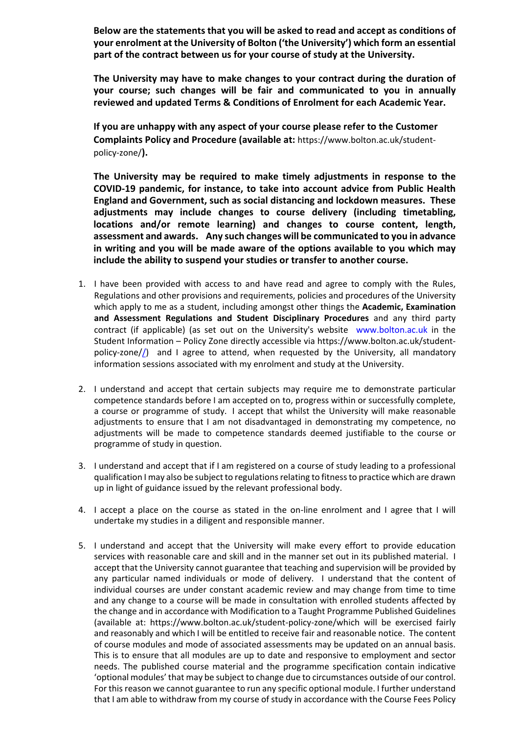**Below are the statements that you will be asked to read and accept as conditions of your enrolment at the University of Bolton ('the University') which form an essential part of the contract between us for your course of study at the University.**

**The University may have to make changes to your contract during the duration of your course; such changes will be fair and communicated to you in annually reviewed and updated Terms & Conditions of Enrolment for each Academic Year.**

**If you are unhappy with any aspect of your course please refer to the Customer Complaints Policy and Procedure (available at:** https://www.bolton.ac.uk/student-policy-zone/**).**

**The University may be required to make timely adjustments in response to the COVID-19 pandemic, for instance, to take into account advice from Public Health England and Government, such as social distancing and lockdown measures. These adjustments may include changes to course delivery (including timetabling, locations and/or remote learning) and changes to course content, length, assessment and awards. Any such changes will be communicated to you in advance in writing and you will be made aware of the options available to you which may include the ability to suspend your studies or transfer to another course.**

1. I have been provided with access to and have read and agree to comply with the Rules, Regulations and other provisions and requirements, policies and procedures of the University which apply to me as a student, including amongst other things the **Academic, Examination and Assessment Regulations and Student Disciplinary Procedures** and any third party contract (if applicable) (as set out on the University's website www.bolton.ac.uk in the Student Information – Policy Zone directly accessible via https://www.bolton.ac.uk/student-policy-zone//) and I agree to attend, when requested by the University, all mandatory information sessions associated with my enrolment and study at the University.

2. I understand and accept that certain subjects may require me to demonstrate particular competence standards before I am accepted on to, progress within or successfully complete, a course or programme of study. I accept that whilst the University will make reasonable adjustments to ensure that I am not disadvantaged in demonstrating my competence, no adjustments will be made to competence standards deemed justifiable to the course or programme of study in question.

3. I understand and accept that if I am registered on a course of study leading to a professional qualification I may also be subject to regulations relating to fitness to practice which are drawn up in light of guidance issued by the relevant professional body.

4. I accept a place on the course as stated in the on-line enrolment and I agree that I will undertake my studies in a diligent and responsible manner.

5. I understand and accept that the University will make every effort to provide education services with reasonable care and skill and in the manner set out in its published material. I accept that the University cannot guarantee that teaching and supervision will be provided by any particular named individuals or mode of delivery. I understand that the content of individual courses are under constant academic review and may change from time to time and any change to a course will be made in consultation with enrolled students affected by the change and in accordance with Modification to a Taught Programme Published Guidelines (available at: https://www.bolton.ac.uk/student-policy-zone/which will be exercised fairly and reasonably and which I will be entitled to receive fair and reasonable notice. The content of course modules and mode of associated assessments may be updated on an annual basis. This is to ensure that all modules are up to date and responsive to employment and sector needs. The published course material and the programme specification contain indicative 'optional modules' that may be subject to change due to circumstances outside of our control. For this reason we cannot guarantee to run any specific optional module. I further understand that I am able to withdraw from my course of study in accordance with the Course Fees Policy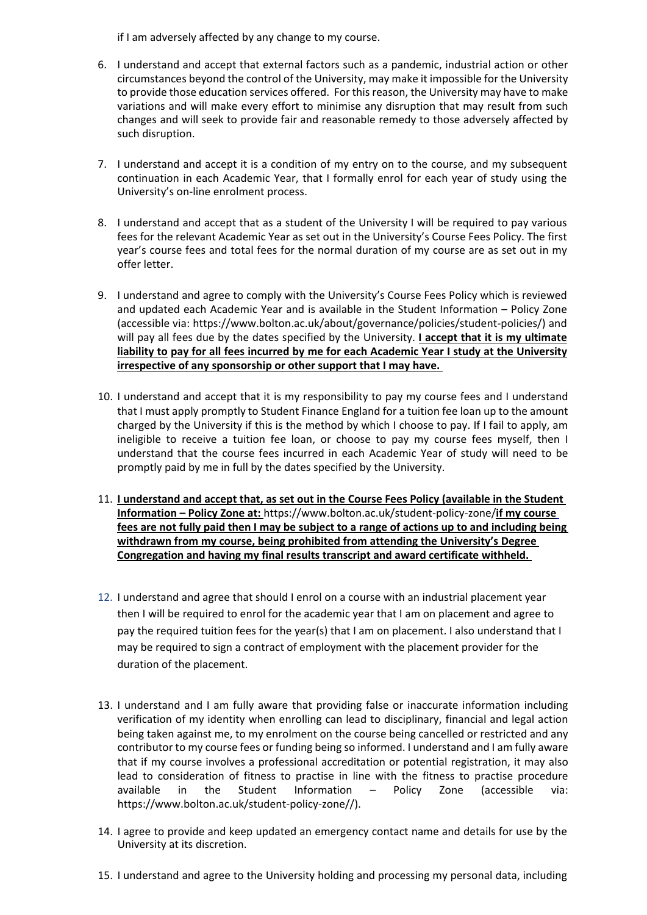if I am adversely affected by any change to my course.

6. I understand and accept that external factors such as a pandemic, industrial action or other circumstances beyond the control of the University, may make it impossible for the University to provide those education services offered. For this reason, the University may have to make variations and will make every effort to minimise any disruption that may result from such changes and will seek to provide fair and reasonable remedy to those adversely affected by such disruption.

7. I understand and accept it is a condition of my entry on to the course, and my subsequent continuation in each Academic Year, that I formally enrol for each year of study using the University's on-line enrolment process.

8. I understand and accept that as a student of the University I will be required to pay various fees for the relevant Academic Year as set out in the University's Course Fees Policy. The first year's course fees and total fees for the normal duration of my course are as set out in my offer letter.

9. I understand and agree to comply with the University's Course Fees Policy which is reviewed and updated each Academic Year and is available in the Student Information – Policy Zone (accessible via: https://www.bolton.ac.uk/about/governance/policies/student-policies/) and will pay all fees due by the dates specified by the University. **I accept that it is my ultimate liability to pay for all fees incurred by me for each Academic Year I study at the University irrespective of any sponsorship or other support that I may have.**

10. I understand and accept that it is my responsibility to pay my course fees and I understand that I must apply promptly to Student Finance England for a tuition fee loan up to the amount charged by the University if this is the method by which I choose to pay. If I fail to apply, am ineligible to receive a tuition fee loan, or choose to pay my course fees myself, then I understand that the course fees incurred in each Academic Year of study will need to be promptly paid by me in full by the dates specified by the University.

11. **I understand and accept that, as set out in the Course Fees Policy (available in the Student Information – Policy Zone at:** https://www.bolton.ac.uk/student-policy-zone/**if my course fees are not fully paid then I may be subject to a range of actions up to and including being withdrawn from my course, being prohibited from attending the University's Degree Congregation and having my final results transcript and award certificate withheld.**

12. I understand and agree that should I enrol on a course with an industrial placement year then I will be required to enrol for the academic year that I am on placement and agree to pay the required tuition fees for the year(s) that I am on placement. I also understand that I may be required to sign a contract of employment with the placement provider for the duration of the placement.

13. I understand and I am fully aware that providing false or inaccurate information including verification of my identity when enrolling can lead to disciplinary, financial and legal action being taken against me, to my enrolment on the course being cancelled or restricted and any contributor to my course fees or funding being so informed. I understand and I am fully aware that if my course involves a professional accreditation or potential registration, it may also lead to consideration of fitness to practise in line with the fitness to practise procedure available in the Student Information – Policy Zone (accessible via: https://www.bolton.ac.uk/student-policy-zone//).

14. I agree to provide and keep updated an emergency contact name and details for use by the University at its discretion.

15. I understand and agree to the University holding and processing my personal data, including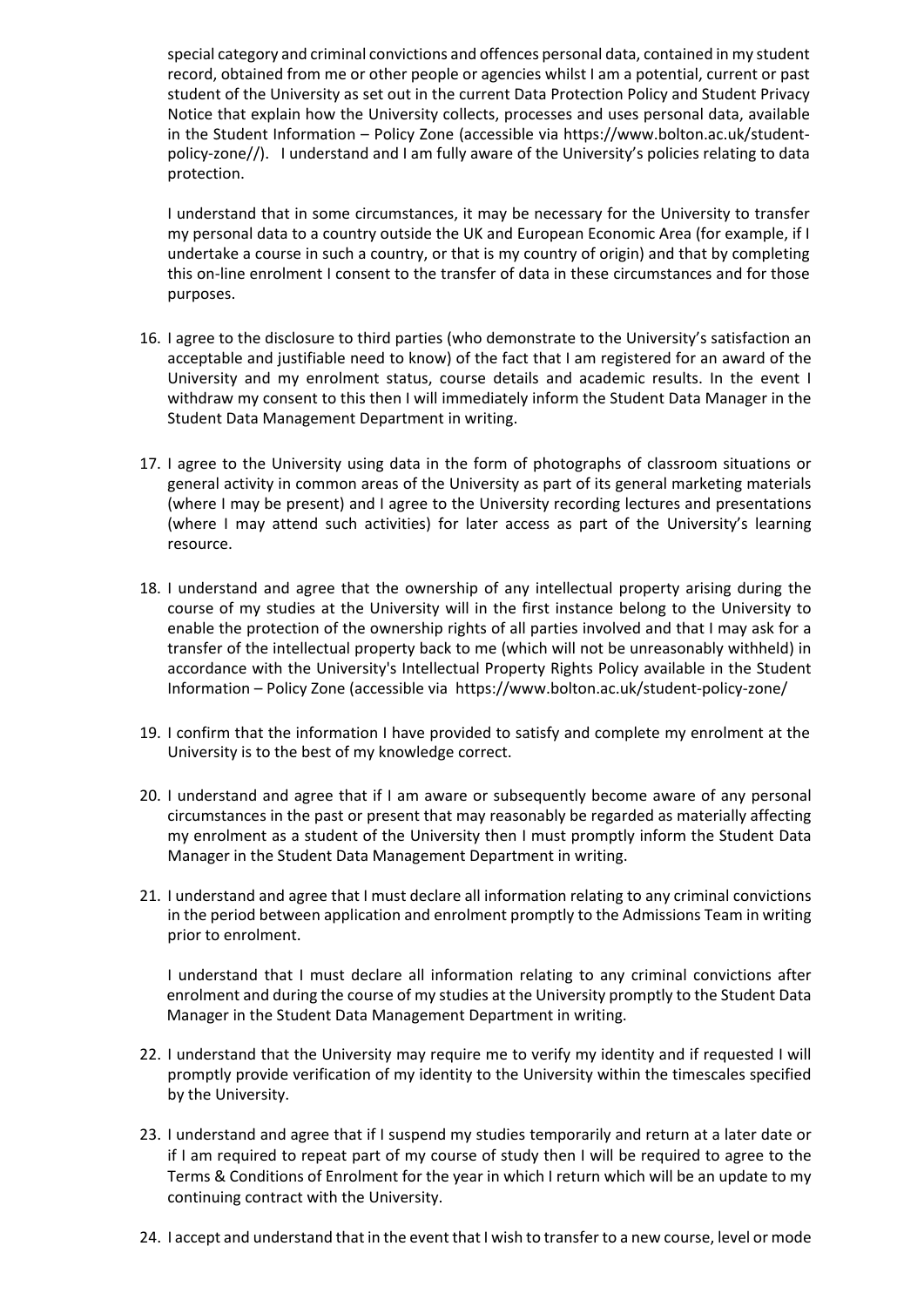special category and criminal convictions and offences personal data, contained in my student record, obtained from me or other people or agencies whilst I am a potential, current or past student of the University as set out in the current Data Protection Policy and Student Privacy Notice that explain how the University collects, processes and uses personal data, available in the Student Information – Policy Zone (accessible via https://www.bolton.ac.uk/student-policy-zone//). I understand and I am fully aware of the University's policies relating to data protection.

I understand that in some circumstances, it may be necessary for the University to transfer my personal data to a country outside the UK and European Economic Area (for example, if I undertake a course in such a country, or that is my country of origin) and that by completing this on-line enrolment I consent to the transfer of data in these circumstances and for those purposes.

16. I agree to the disclosure to third parties (who demonstrate to the University's satisfaction an acceptable and justifiable need to know) of the fact that I am registered for an award of the University and my enrolment status, course details and academic results. In the event I withdraw my consent to this then I will immediately inform the Student Data Manager in the Student Data Management Department in writing.

17. I agree to the University using data in the form of photographs of classroom situations or general activity in common areas of the University as part of its general marketing materials (where I may be present) and I agree to the University recording lectures and presentations (where I may attend such activities) for later access as part of the University's learning resource.

18. I understand and agree that the ownership of any intellectual property arising during the course of my studies at the University will in the first instance belong to the University to enable the protection of the ownership rights of all parties involved and that I may ask for a transfer of the intellectual property back to me (which will not be unreasonably withheld) in accordance with the University's Intellectual Property Rights Policy available in the Student Information – Policy Zone (accessible via https://www.bolton.ac.uk/student-policy-zone/

19. I confirm that the information I have provided to satisfy and complete my enrolment at the University is to the best of my knowledge correct.

20. I understand and agree that if I am aware or subsequently become aware of any personal circumstances in the past or present that may reasonably be regarded as materially affecting my enrolment as a student of the University then I must promptly inform the Student Data Manager in the Student Data Management Department in writing.

21. I understand and agree that I must declare all information relating to any criminal convictions in the period between application and enrolment promptly to the Admissions Team in writing prior to enrolment.

    I understand that I must declare all information relating to any criminal convictions after enrolment and during the course of my studies at the University promptly to the Student Data Manager in the Student Data Management Department in writing.

22. I understand that the University may require me to verify my identity and if requested I will promptly provide verification of my identity to the University within the timescales specified by the University.

23. I understand and agree that if I suspend my studies temporarily and return at a later date or if I am required to repeat part of my course of study then I will be required to agree to the Terms & Conditions of Enrolment for the year in which I return which will be an update to my continuing contract with the University.

24. I accept and understand that in the event that I wish to transfer to a new course, level or mode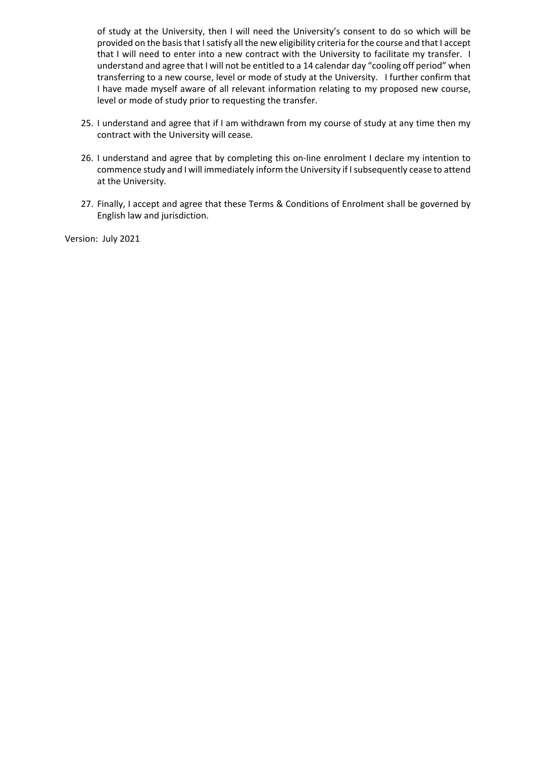of study at the University, then I will need the University's consent to do so which will be provided on the basis that I satisfy all the new eligibility criteria for the course and that I accept that I will need to enter into a new contract with the University to facilitate my transfer. I understand and agree that I will not be entitled to a 14 calendar day "cooling off period" when transferring to a new course, level or mode of study at the University. I further confirm that I have made myself aware of all relevant information relating to my proposed new course, level or mode of study prior to requesting the transfer.

25. I understand and agree that if I am withdrawn from my course of study at any time then my contract with the University will cease.

26. I understand and agree that by completing this on-line enrolment I declare my intention to commence study and I will immediately inform the University if I subsequently cease to attend at the University.

27. Finally, I accept and agree that these Terms & Conditions of Enrolment shall be governed by English law and jurisdiction.

Version: July 2021